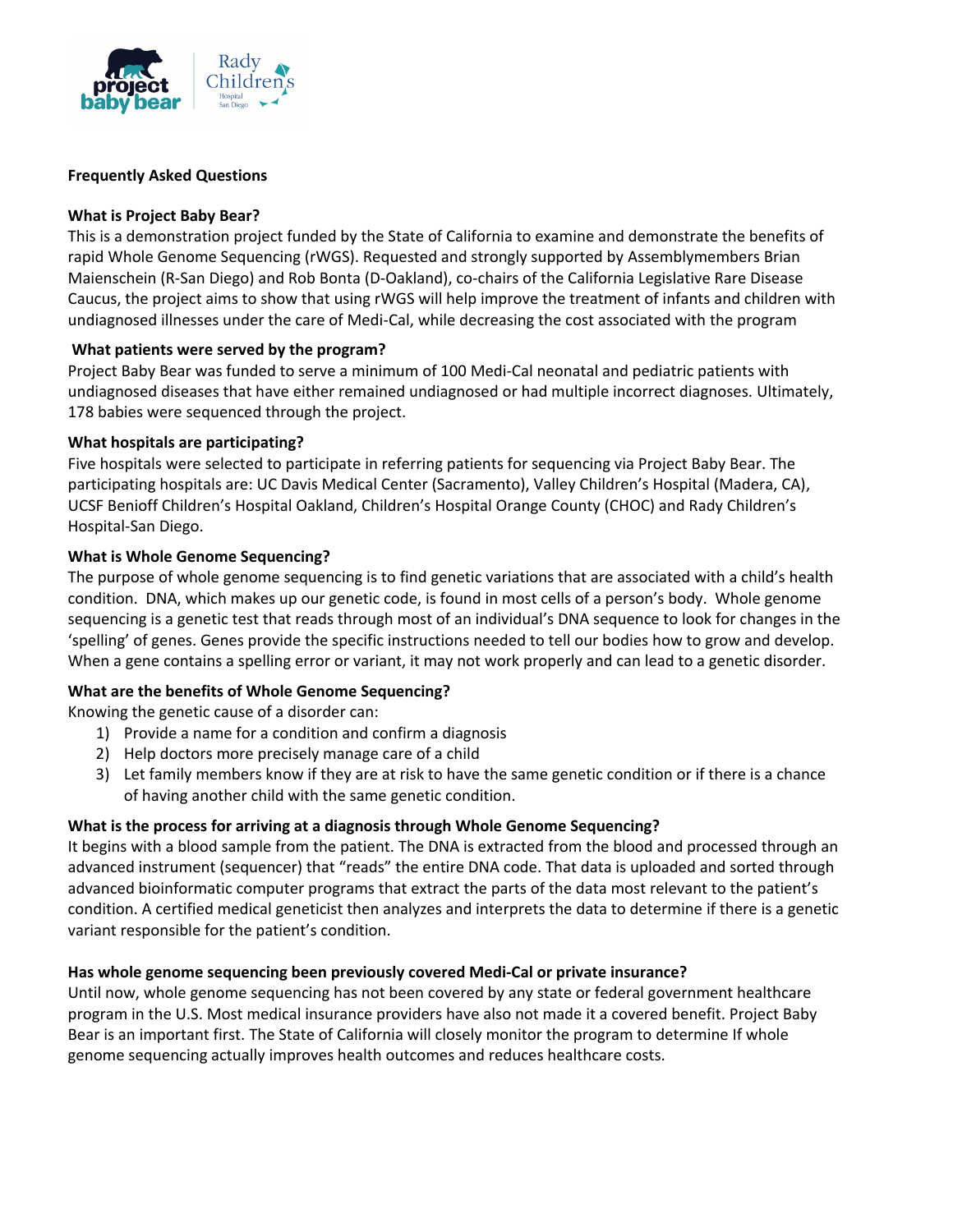**Frequently Asked Questions**

**What is Project Baby Bear?**

This is a demonstration project funded by the State of California to examine and demonstrate the benefits of rapid Whole Genome Sequencing (rWGS). Requested and strongly supported by Assemblymembers Brian Maienschein (R-San Diego) and Rob Bonta (D-Oakland), co-chairs of the California Legislative Rare Disease Caucus, the project aims to show that using rWGS will help improve the treatment of infants and children with undiagnosed illnesses under the care of Medi-Cal, while decreasing the cost associated with the program

**What patients were served by the program?**

Project Baby Bear was funded to serve a minimum of 100 Medi-Cal neonatal and pediatric patients with undiagnosed diseases that have either remained undiagnosed or had multiple incorrect diagnoses. Ultimately, 178 babies were sequenced through the project.

**What hospitals are participating?**

Five hospitals were selected to participate in referring patients for sequencing via Project Baby Bear. The participating hospitals are: UC Davis Medical Center (Sacramento), Valley Children's Hospital (Madera, CA), UCSF Benioff Children's Hospital Oakland, Children's Hospital Orange County (CHOC) and Rady Children's Hospital-San Diego.

**What is Whole Genome Sequencing?**

The purpose of whole genome sequencing is to find genetic variations that are associated with a child's health condition. DNA, which makes up our genetic code, is found in most cells of a person's body. Whole genome sequencing is a genetic test that reads through most of an individual's DNA sequence to look for changes in the 'spelling' of genes. Genes provide the specific instructions needed to tell our bodies how to grow and develop. When a gene contains a spelling error or variant, it may not work properly and can lead to a genetic disorder.

**What are the benefits of Whole Genome Sequencing?**

Knowing the genetic cause of a disorder can:

1) Provide a name for a condition and confirm a diagnosis
2) Help doctors more precisely manage care of a child
3) Let family members know if they are at risk to have the same genetic condition or if there is a chance of having another child with the same genetic condition.

**What is the process for arriving at a diagnosis through Whole Genome Sequencing?**

It begins with a blood sample from the patient. The DNA is extracted from the blood and processed through an advanced instrument (sequencer) that "reads" the entire DNA code. That data is uploaded and sorted through advanced bioinformatic computer programs that extract the parts of the data most relevant to the patient's condition. A certified medical geneticist then analyzes and interprets the data to determine if there is a genetic variant responsible for the patient's condition.

**Has whole genome sequencing been previously covered Medi-Cal or private insurance?**

Until now, whole genome sequencing has not been covered by any state or federal government healthcare program in the U.S. Most medical insurance providers have also not made it a covered benefit. Project Baby Bear is an important first. The State of California will closely monitor the program to determine If whole genome sequencing actually improves health outcomes and reduces healthcare costs.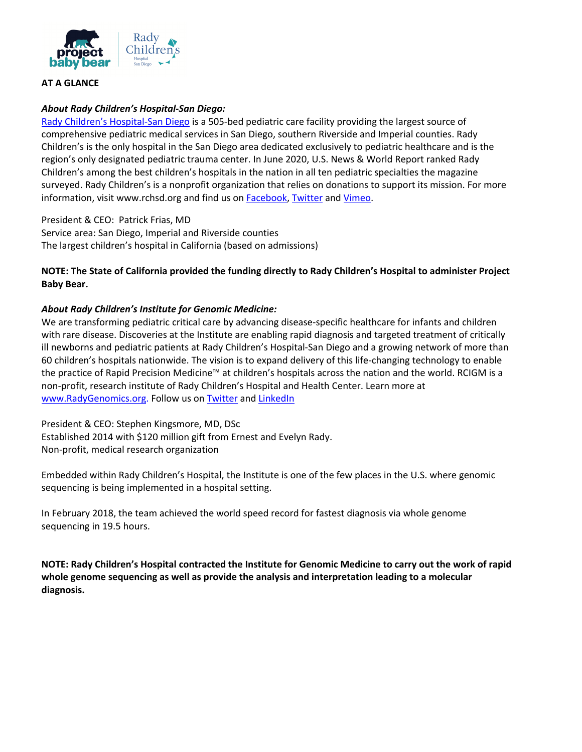**AT A GLANCE**

***About Rady Children's Hospital-San Diego:***

Rady Children's Hospital-San Diego is a 505-bed pediatric care facility providing the largest source of comprehensive pediatric medical services in San Diego, southern Riverside and Imperial counties. Rady Children's is the only hospital in the San Diego area dedicated exclusively to pediatric healthcare and is the region's only designated pediatric trauma center. In June 2020, U.S. News & World Report ranked Rady Children's among the best children's hospitals in the nation in all ten pediatric specialties the magazine surveyed. Rady Children's is a nonprofit organization that relies on donations to support its mission. For more information, visit www.rchsd.org and find us on Facebook, Twitter and Vimeo.

President & CEO: Patrick Frias, MD
Service area: San Diego, Imperial and Riverside counties
The largest children's hospital in California (based on admissions)

**NOTE: The State of California provided the funding directly to Rady Children's Hospital to administer Project Baby Bear.**

***About Rady Children's Institute for Genomic Medicine:***

We are transforming pediatric critical care by advancing disease-specific healthcare for infants and children with rare disease. Discoveries at the Institute are enabling rapid diagnosis and targeted treatment of critically ill newborns and pediatric patients at Rady Children's Hospital-San Diego and a growing network of more than 60 children's hospitals nationwide. The vision is to expand delivery of this life-changing technology to enable the practice of Rapid Precision Medicine™ at children's hospitals across the nation and the world. RCIGM is a non-profit, research institute of Rady Children's Hospital and Health Center. Learn more at www.RadyGenomics.org. Follow us on Twitter and LinkedIn

President & CEO: Stephen Kingsmore, MD, DSc
Established 2014 with $120 million gift from Ernest and Evelyn Rady.
Non-profit, medical research organization

Embedded within Rady Children's Hospital, the Institute is one of the few places in the U.S. where genomic sequencing is being implemented in a hospital setting.

In February 2018, the team achieved the world speed record for fastest diagnosis via whole genome sequencing in 19.5 hours.

**NOTE: Rady Children's Hospital contracted the Institute for Genomic Medicine to carry out the work of rapid whole genome sequencing as well as provide the analysis and interpretation leading to a molecular diagnosis.**